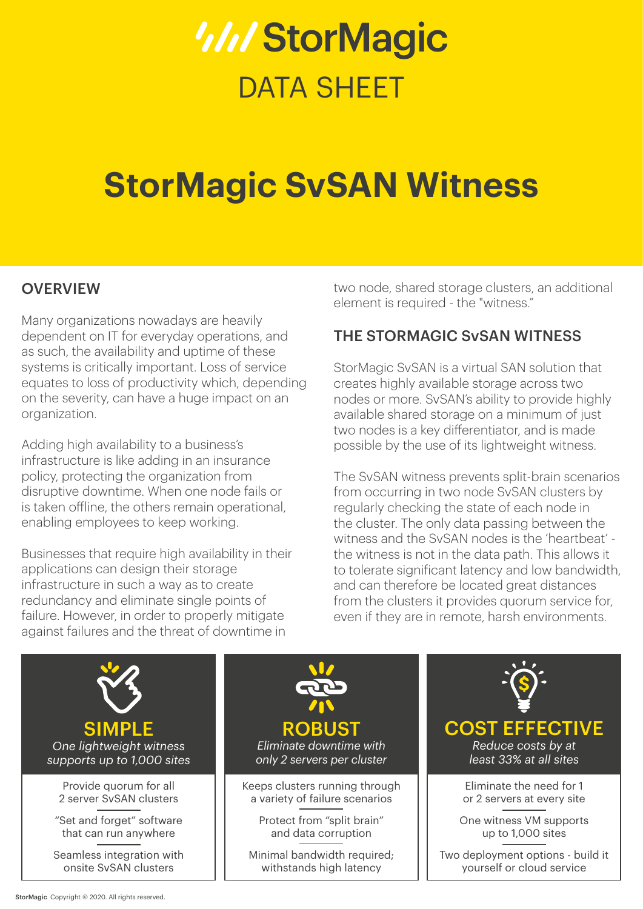# StorMagic

DATA SHEET

# StorMagic SvSAN Witness

## OVERVIEW

Many organizations nowadays are heavily dependent on IT for everyday operations, and as such, the availability and uptime of these systems is critically important. Loss of service equates to loss of productivity which, depending on the severity, can have a huge impact on an organization.

Adding high availability to a business's infrastructure is like adding in an insurance policy, protecting the organization from disruptive downtime. When one node fails or is taken offline, the others remain operational, enabling employees to keep working.

Businesses that require high availability in their applications can design their storage infrastructure in such a way as to create redundancy and eliminate single points of failure. However, in order to properly mitigate against failures and the threat of downtime in two node, shared storage clusters, an additional element is required - the "witness."

## THE STORMAGIC SvSAN WITNESS

StorMagic SvSAN is a virtual SAN solution that creates highly available storage across two nodes or more. SvSAN's ability to provide highly available shared storage on a minimum of just two nodes is a key differentiator, and is made possible by the use of its lightweight witness.

The SvSAN witness prevents split-brain scenarios from occurring in two node SvSAN clusters by regularly checking the state of each node in the cluster. The only data passing between the witness and the SvSAN nodes is the 'heartbeat' - the witness is not in the data path. This allows it to tolerate significant latency and low bandwidth, and can therefore be located great distances from the clusters it provides quorum service for, even if they are in remote, harsh environments.

### SIMPLE

*One lightweight witness supports up to 1,000 sites*

- Provide quorum for all 2 server SvSAN clusters
- "Set and forget" software that can run anywhere
- Seamless integration with onsite SvSAN clusters

### ROBUST

*Eliminate downtime with only 2 servers per cluster*

- Keeps clusters running through a variety of failure scenarios
- Protect from "split brain" and data corruption
- Minimal bandwidth required; withstands high latency

### COST EFFECTIVE

*Reduce costs by at least 33% at all sites*

- Eliminate the need for 1 or 2 servers at every site
- One witness VM supports up to 1,000 sites
- Two deployment options - build it yourself or cloud service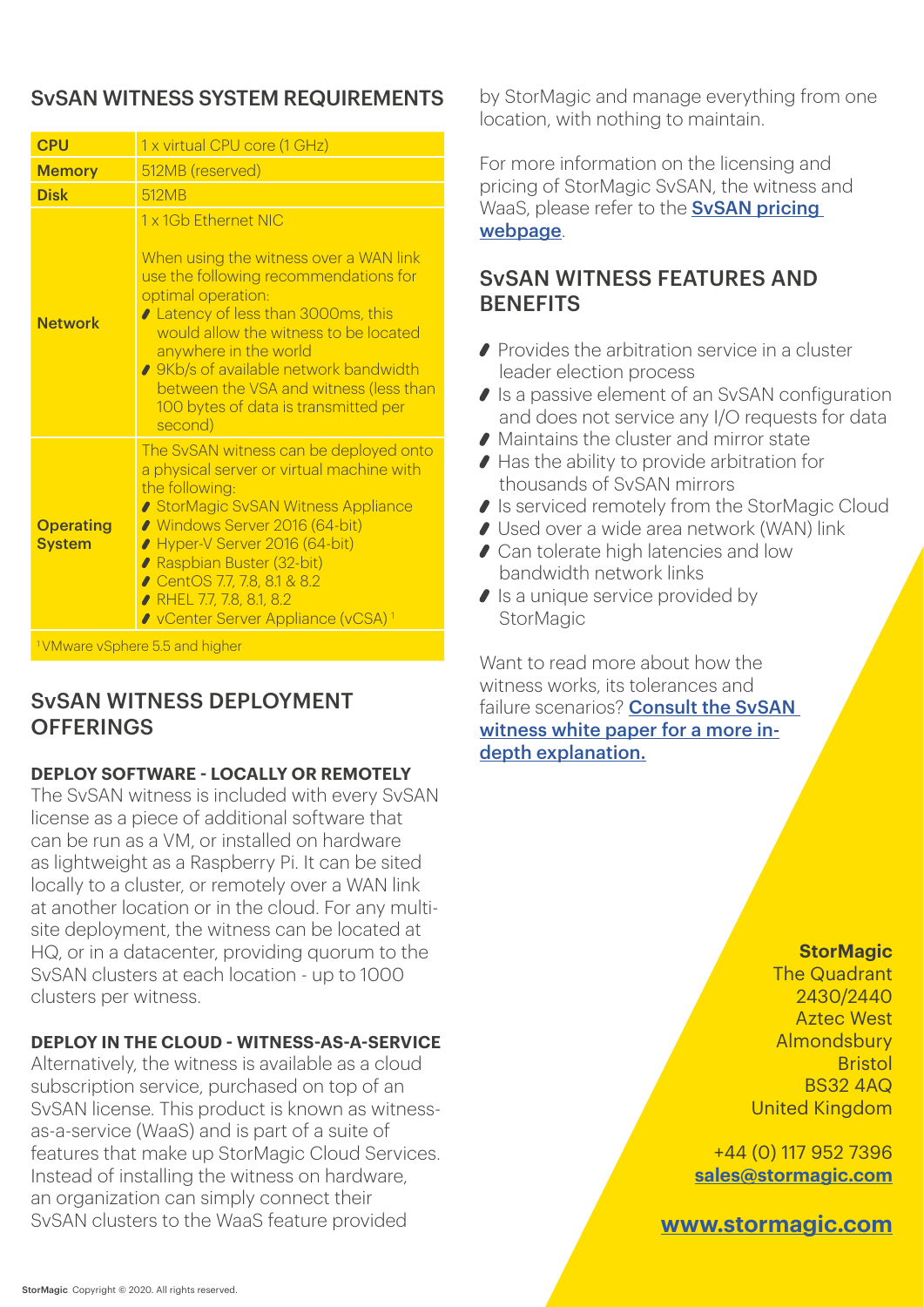## SvSAN WITNESS SYSTEM REQUIREMENTS

| | |
|---|---|
| **CPU** | 1 x virtual CPU core (1 GHz) |
| **Memory** | 512MB (reserved) |
| **Disk** | 512MB |
| **Network** | 1 x 1Gb Ethernet NIC<br><br>When using the witness over a WAN link use the following recommendations for optimal operation:<br>• Latency of less than 3000ms, this would allow the witness to be located anywhere in the world<br>• 9Kb/s of available network bandwidth between the VSA and witness (less than 100 bytes of data is transmitted per second) |
| **Operating System** | The SvSAN witness can be deployed onto a physical server or virtual machine with the following:<br>• StorMagic SvSAN Witness Appliance<br>• Windows Server 2016 (64-bit)<br>• Hyper-V Server 2016 (64-bit)<br>• Raspbian Buster (32-bit)<br>• CentOS 7.7, 7.8, 8.1 & 8.2<br>• RHEL 7.7, 7.8, 8.1, 8.2<br>• vCenter Server Appliance (vCSA) [1] |

[1] VMware vSphere 5.5 and higher

## SvSAN WITNESS DEPLOYMENT OFFERINGS

**DEPLOY SOFTWARE - LOCALLY OR REMOTELY**

The SvSAN witness is included with every SvSAN license as a piece of additional software that can be run as a VM, or installed on hardware as lightweight as a Raspberry Pi. It can be sited locally to a cluster, or remotely over a WAN link at another location or in the cloud. For any multi-site deployment, the witness can be located at HQ, or in a datacenter, providing quorum to the SvSAN clusters at each location - up to 1000 clusters per witness.

**DEPLOY IN THE CLOUD - WITNESS-AS-A-SERVICE**

Alternatively, the witness is available as a cloud subscription service, purchased on top of an SvSAN license. This product is known as witness-as-a-service (WaaS) and is part of a suite of features that make up StorMagic Cloud Services. Instead of installing the witness on hardware, an organization can simply connect their SvSAN clusters to the WaaS feature provided by StorMagic and manage everything from one location, with nothing to maintain.

For more information on the licensing and pricing of StorMagic SvSAN, the witness and WaaS, please refer to the **SvSAN pricing webpage**.

## SvSAN WITNESS FEATURES AND BENEFITS

- Provides the arbitration service in a cluster leader election process
- Is a passive element of an SvSAN configuration and does not service any I/O requests for data
- Maintains the cluster and mirror state
- Has the ability to provide arbitration for thousands of SvSAN mirrors
- Is serviced remotely from the StorMagic Cloud
- Used over a wide area network (WAN) link
- Can tolerate high latencies and low bandwidth network links
- Is a unique service provided by StorMagic

Want to read more about how the witness works, its tolerances and failure scenarios? **Consult the SvSAN witness white paper for a more in-depth explanation.**

**StorMagic**
The Quadrant
2430/2440
Aztec West
Almondsbury
Bristol
BS32 4AQ
United Kingdom

+44 (0) 117 952 7396
**sales@stormagic.com**

**www.stormagic.com**

StorMagic Copyright © 2020. All rights reserved.